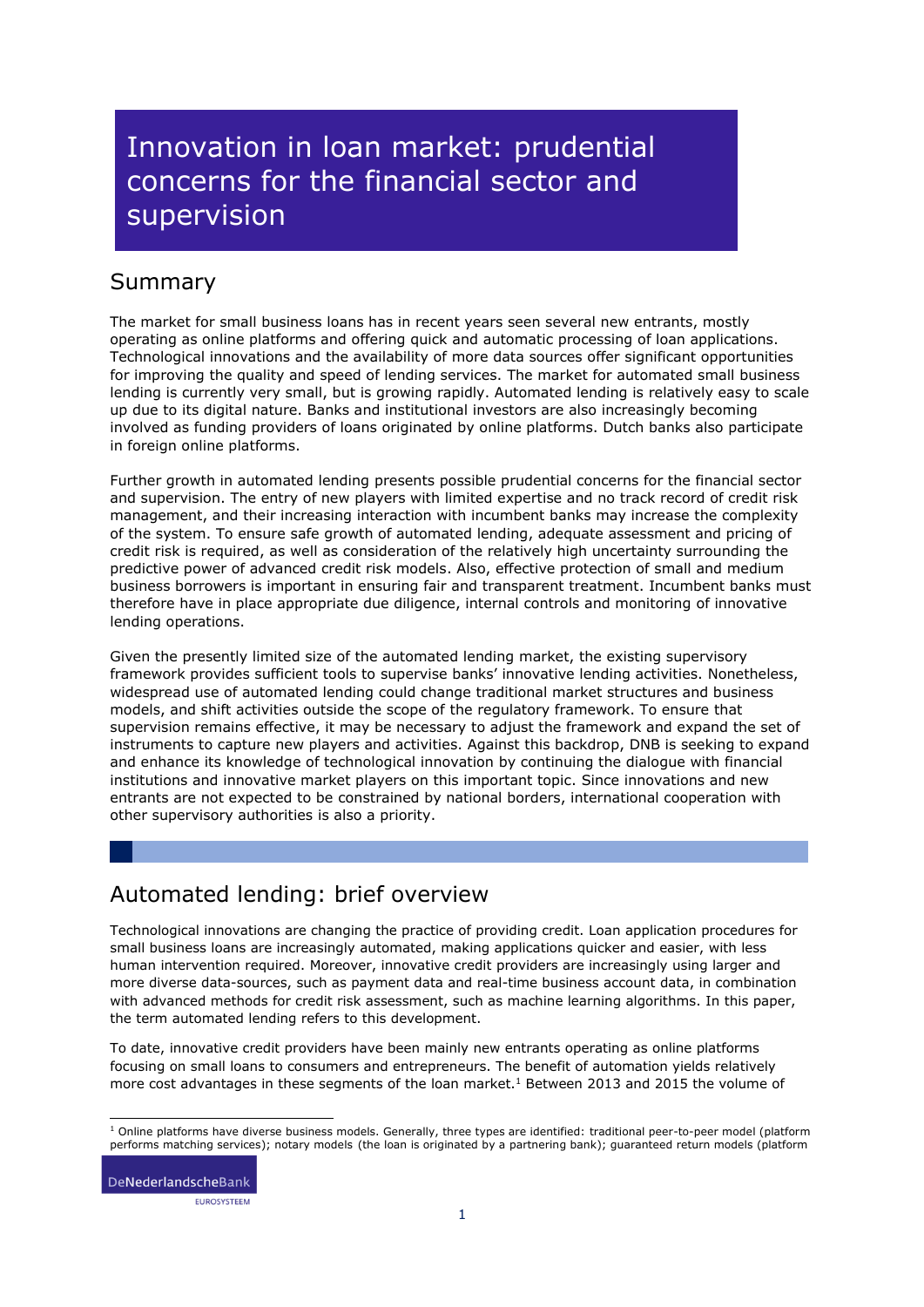# Innovation in loan market: prudential concerns for the financial sector and supervision

## Summary

The market for small business loans has in recent years seen several new entrants, mostly operating as online platforms and offering quick and automatic processing of loan applications. Technological innovations and the availability of more data sources offer significant opportunities for improving the quality and speed of lending services. The market for automated small business lending is currently very small, but is growing rapidly. Automated lending is relatively easy to scale up due to its digital nature. Banks and institutional investors are also increasingly becoming involved as funding providers of loans originated by online platforms. Dutch banks also participate in foreign online platforms.

Further growth in automated lending presents possible prudential concerns for the financial sector and supervision. The entry of new players with limited expertise and no track record of credit risk management, and their increasing interaction with incumbent banks may increase the complexity of the system. To ensure safe growth of automated lending, adequate assessment and pricing of credit risk is required, as well as consideration of the relatively high uncertainty surrounding the predictive power of advanced credit risk models. Also, effective protection of small and medium business borrowers is important in ensuring fair and transparent treatment. Incumbent banks must therefore have in place appropriate due diligence, internal controls and monitoring of innovative lending operations.

Given the presently limited size of the automated lending market, the existing supervisory framework provides sufficient tools to supervise banks' innovative lending activities. Nonetheless, widespread use of automated lending could change traditional market structures and business models, and shift activities outside the scope of the regulatory framework. To ensure that supervision remains effective, it may be necessary to adjust the framework and expand the set of instruments to capture new players and activities. Against this backdrop, DNB is seeking to expand and enhance its knowledge of technological innovation by continuing the dialogue with financial institutions and innovative market players on this important topic. Since innovations and new entrants are not expected to be constrained by national borders, international cooperation with other supervisory authorities is also a priority.

## Automated lending: brief overview

Technological innovations are changing the practice of providing credit. Loan application procedures for small business loans are increasingly automated, making applications quicker and easier, with less human intervention required. Moreover, innovative credit providers are increasingly using larger and more diverse data-sources, such as payment data and real-time business account data, in combination with advanced methods for credit risk assessment, such as machine learning algorithms. In this paper, the term automated lending refers to this development.

To date, innovative credit providers have been mainly new entrants operating as online platforms focusing on small loans to consumers and entrepreneurs. The benefit of automation yields relatively more cost advantages in these segments of the loan market.[1] Between 2013 and 2015 the volume of

[1] Online platforms have diverse business models. Generally, three types are identified: traditional peer-to-peer model (platform performs matching services); notary models (the loan is originated by a partnering bank); guaranteed return models (platform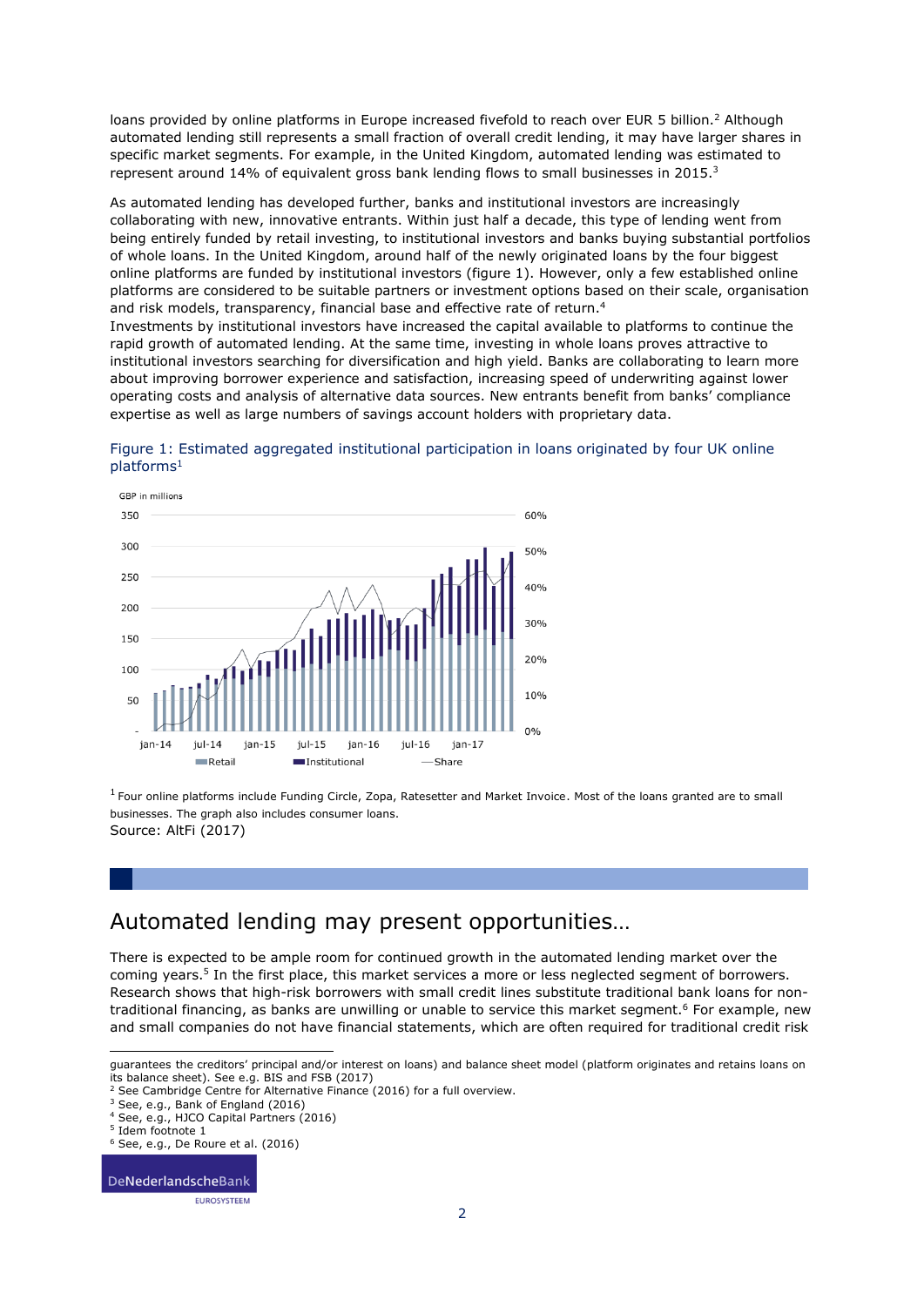loans provided by online platforms in Europe increased fivefold to reach over EUR 5 billion.[2] Although automated lending still represents a small fraction of overall credit lending, it may have larger shares in specific market segments. For example, in the United Kingdom, automated lending was estimated to represent around 14% of equivalent gross bank lending flows to small businesses in 2015.[3]

As automated lending has developed further, banks and institutional investors are increasingly collaborating with new, innovative entrants. Within just half a decade, this type of lending went from being entirely funded by retail investing, to institutional investors and banks buying substantial portfolios of whole loans. In the United Kingdom, around half of the newly originated loans by the four biggest online platforms are funded by institutional investors (figure 1). However, only a few established online platforms are considered to be suitable partners or investment options based on their scale, organisation and risk models, transparency, financial base and effective rate of return.[4]

Investments by institutional investors have increased the capital available to platforms to continue the rapid growth of automated lending. At the same time, investing in whole loans proves attractive to institutional investors searching for diversification and high yield. Banks are collaborating to learn more about improving borrower experience and satisfaction, increasing speed of underwriting against lower operating costs and analysis of alternative data sources. New entrants benefit from banks' compliance expertise as well as large numbers of savings account holders with proprietary data.

Figure 1: Estimated aggregated institutional participation in loans originated by four UK online platforms[1]

[1] Four online platforms include Funding Circle, Zopa, Ratesetter and Market Invoice. Most of the loans granted are to small businesses. The graph also includes consumer loans.

Source: AltFi (2017)

## Automated lending may present opportunities…

There is expected to be ample room for continued growth in the automated lending market over the coming years.[5] In the first place, this market services a more or less neglected segment of borrowers. Research shows that high-risk borrowers with small credit lines substitute traditional bank loans for non-traditional financing, as banks are unwilling or unable to service this market segment.[6] For example, new and small companies do not have financial statements, which are often required for traditional credit risk

---

guarantees the creditors' principal and/or interest on loans) and balance sheet model (platform originates and retains loans on its balance sheet). See e.g. BIS and FSB (2017)

[2] See Cambridge Centre for Alternative Finance (2016) for a full overview.

[3] See, e.g., Bank of England (2016)

[4] See, e.g., HJCO Capital Partners (2016)

[5] Idem footnote 1

[6] See, e.g., De Roure et al. (2016)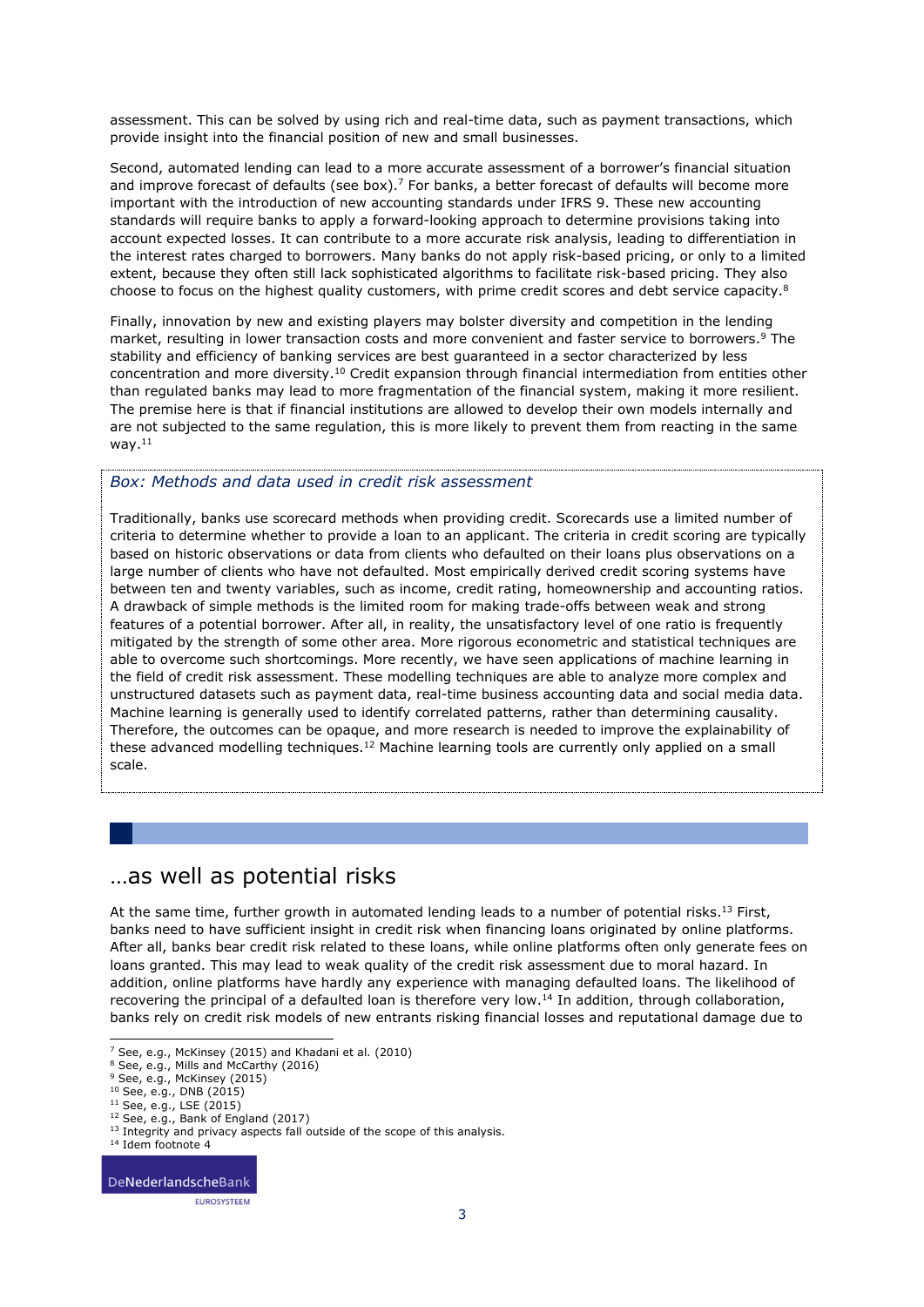assessment. This can be solved by using rich and real-time data, such as payment transactions, which provide insight into the financial position of new and small businesses.

Second, automated lending can lead to a more accurate assessment of a borrower's financial situation and improve forecast of defaults (see box).[7] For banks, a better forecast of defaults will become more important with the introduction of new accounting standards under IFRS 9. These new accounting standards will require banks to apply a forward-looking approach to determine provisions taking into account expected losses. It can contribute to a more accurate risk analysis, leading to differentiation in the interest rates charged to borrowers. Many banks do not apply risk-based pricing, or only to a limited extent, because they often still lack sophisticated algorithms to facilitate risk-based pricing. They also choose to focus on the highest quality customers, with prime credit scores and debt service capacity.[8]

Finally, innovation by new and existing players may bolster diversity and competition in the lending market, resulting in lower transaction costs and more convenient and faster service to borrowers.[9] The stability and efficiency of banking services are best guaranteed in a sector characterized by less concentration and more diversity.[10] Credit expansion through financial intermediation from entities other than regulated banks may lead to more fragmentation of the financial system, making it more resilient. The premise here is that if financial institutions are allowed to develop their own models internally and are not subjected to the same regulation, this is more likely to prevent them from reacting in the same way.[11]

*Box: Methods and data used in credit risk assessment*

Traditionally, banks use scorecard methods when providing credit. Scorecards use a limited number of criteria to determine whether to provide a loan to an applicant. The criteria in credit scoring are typically based on historic observations or data from clients who defaulted on their loans plus observations on a large number of clients who have not defaulted. Most empirically derived credit scoring systems have between ten and twenty variables, such as income, credit rating, homeownership and accounting ratios. A drawback of simple methods is the limited room for making trade-offs between weak and strong features of a potential borrower. After all, in reality, the unsatisfactory level of one ratio is frequently mitigated by the strength of some other area. More rigorous econometric and statistical techniques are able to overcome such shortcomings. More recently, we have seen applications of machine learning in the field of credit risk assessment. These modelling techniques are able to analyze more complex and unstructured datasets such as payment data, real-time business accounting data and social media data. Machine learning is generally used to identify correlated patterns, rather than determining causality. Therefore, the outcomes can be opaque, and more research is needed to improve the explainability of these advanced modelling techniques.[12] Machine learning tools are currently only applied on a small scale.

## …as well as potential risks

At the same time, further growth in automated lending leads to a number of potential risks.[13] First, banks need to have sufficient insight in credit risk when financing loans originated by online platforms. After all, banks bear credit risk related to these loans, while online platforms often only generate fees on loans granted. This may lead to weak quality of the credit risk assessment due to moral hazard. In addition, online platforms have hardly any experience with managing defaulted loans. The likelihood of recovering the principal of a defaulted loan is therefore very low.[14] In addition, through collaboration, banks rely on credit risk models of new entrants risking financial losses and reputational damage due to

[7] See, e.g., McKinsey (2015) and Khadani et al. (2010)
[8] See, e.g., Mills and McCarthy (2016)
[9] See, e.g., McKinsey (2015)
[10] See, e.g., DNB (2015)
[11] See, e.g., LSE (2015)
[12] See, e.g., Bank of England (2017)
[13] Integrity and privacy aspects fall outside of the scope of this analysis.
[14] Idem footnote 4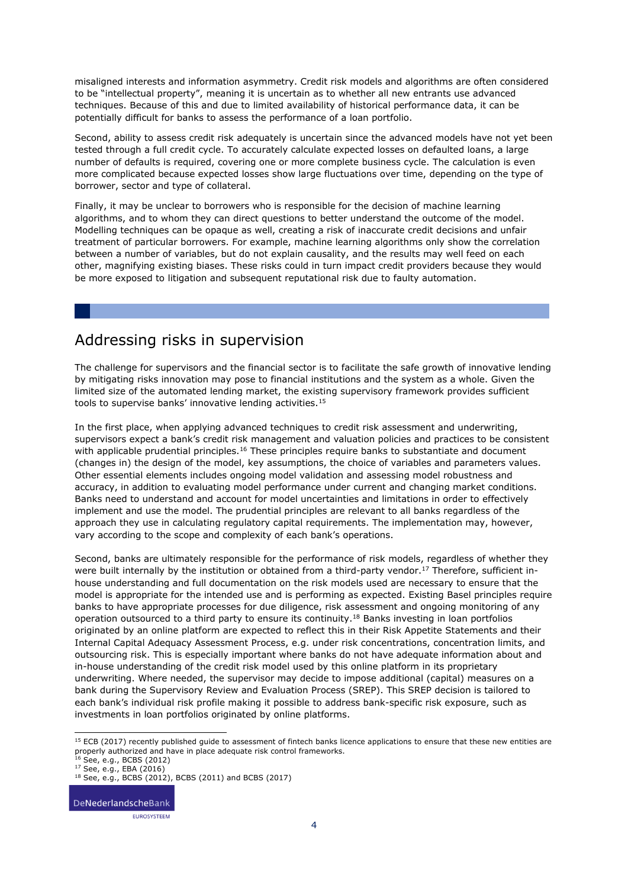misaligned interests and information asymmetry. Credit risk models and algorithms are often considered to be "intellectual property", meaning it is uncertain as to whether all new entrants use advanced techniques. Because of this and due to limited availability of historical performance data, it can be potentially difficult for banks to assess the performance of a loan portfolio.

Second, ability to assess credit risk adequately is uncertain since the advanced models have not yet been tested through a full credit cycle. To accurately calculate expected losses on defaulted loans, a large number of defaults is required, covering one or more complete business cycle. The calculation is even more complicated because expected losses show large fluctuations over time, depending on the type of borrower, sector and type of collateral.

Finally, it may be unclear to borrowers who is responsible for the decision of machine learning algorithms, and to whom they can direct questions to better understand the outcome of the model. Modelling techniques can be opaque as well, creating a risk of inaccurate credit decisions and unfair treatment of particular borrowers. For example, machine learning algorithms only show the correlation between a number of variables, but do not explain causality, and the results may well feed on each other, magnifying existing biases. These risks could in turn impact credit providers because they would be more exposed to litigation and subsequent reputational risk due to faulty automation.

## Addressing risks in supervision

The challenge for supervisors and the financial sector is to facilitate the safe growth of innovative lending by mitigating risks innovation may pose to financial institutions and the system as a whole. Given the limited size of the automated lending market, the existing supervisory framework provides sufficient tools to supervise banks' innovative lending activities.[15]

In the first place, when applying advanced techniques to credit risk assessment and underwriting, supervisors expect a bank's credit risk management and valuation policies and practices to be consistent with applicable prudential principles.[16] These principles require banks to substantiate and document (changes in) the design of the model, key assumptions, the choice of variables and parameters values. Other essential elements includes ongoing model validation and assessing model robustness and accuracy, in addition to evaluating model performance under current and changing market conditions. Banks need to understand and account for model uncertainties and limitations in order to effectively implement and use the model. The prudential principles are relevant to all banks regardless of the approach they use in calculating regulatory capital requirements. The implementation may, however, vary according to the scope and complexity of each bank's operations.

Second, banks are ultimately responsible for the performance of risk models, regardless of whether they were built internally by the institution or obtained from a third-party vendor.[17] Therefore, sufficient in-house understanding and full documentation on the risk models used are necessary to ensure that the model is appropriate for the intended use and is performing as expected. Existing Basel principles require banks to have appropriate processes for due diligence, risk assessment and ongoing monitoring of any operation outsourced to a third party to ensure its continuity.[18] Banks investing in loan portfolios originated by an online platform are expected to reflect this in their Risk Appetite Statements and their Internal Capital Adequacy Assessment Process, e.g. under risk concentrations, concentration limits, and outsourcing risk. This is especially important where banks do not have adequate information about and in-house understanding of the credit risk model used by this online platform in its proprietary underwriting. Where needed, the supervisor may decide to impose additional (capital) measures on a bank during the Supervisory Review and Evaluation Process (SREP). This SREP decision is tailored to each bank's individual risk profile making it possible to address bank-specific risk exposure, such as investments in loan portfolios originated by online platforms.

---

[15] ECB (2017) recently published guide to assessment of fintech banks licence applications to ensure that these new entities are properly authorized and have in place adequate risk control frameworks.

[16] See, e.g., BCBS (2012)

[17] See, e.g., EBA (2016)

[18] See, e.g., BCBS (2012), BCBS (2011) and BCBS (2017)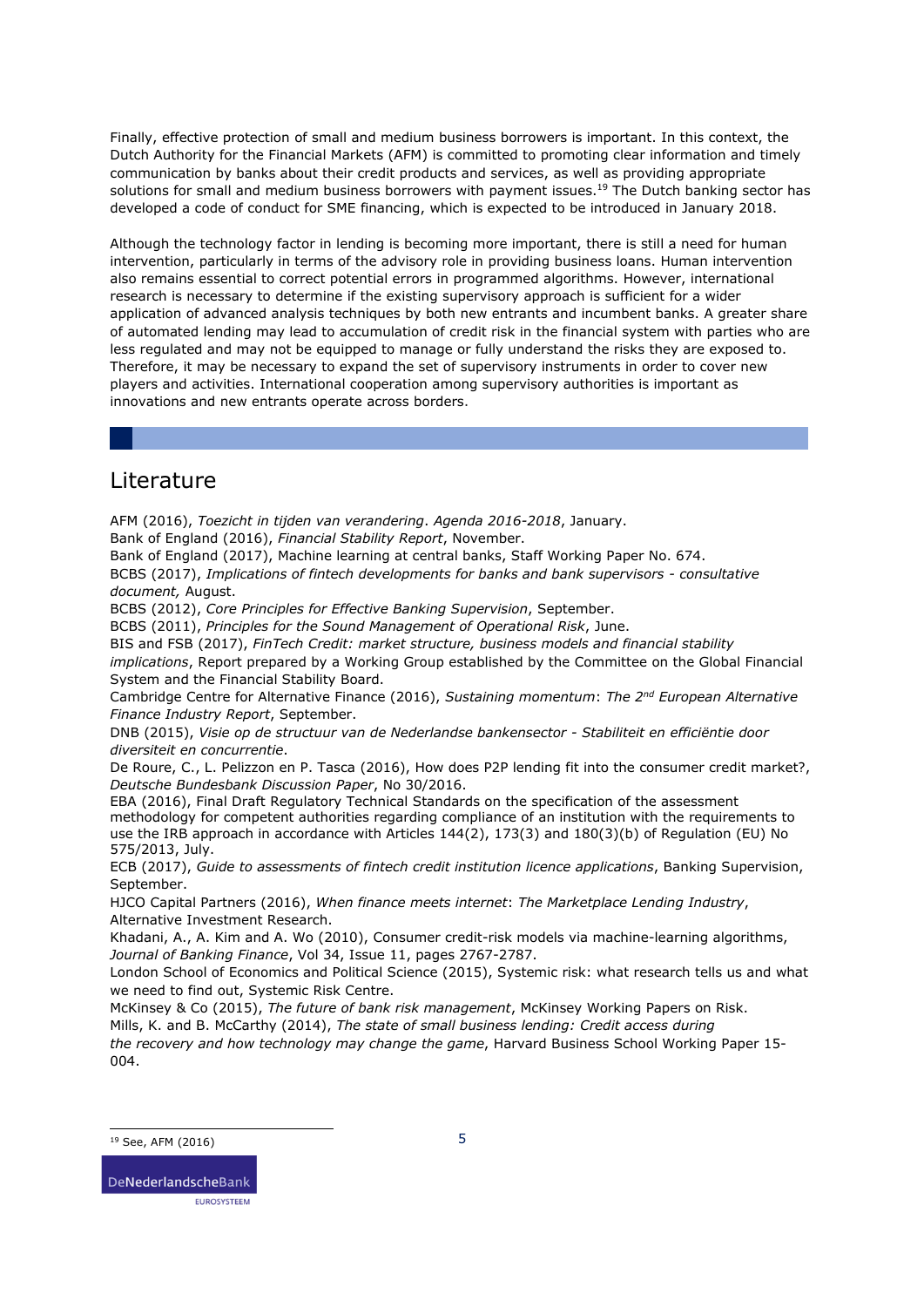Finally, effective protection of small and medium business borrowers is important. In this context, the Dutch Authority for the Financial Markets (AFM) is committed to promoting clear information and timely communication by banks about their credit products and services, as well as providing appropriate solutions for small and medium business borrowers with payment issues.[19] The Dutch banking sector has developed a code of conduct for SME financing, which is expected to be introduced in January 2018.

Although the technology factor in lending is becoming more important, there is still a need for human intervention, particularly in terms of the advisory role in providing business loans. Human intervention also remains essential to correct potential errors in programmed algorithms. However, international research is necessary to determine if the existing supervisory approach is sufficient for a wider application of advanced analysis techniques by both new entrants and incumbent banks. A greater share of automated lending may lead to accumulation of credit risk in the financial system with parties who are less regulated and may not be equipped to manage or fully understand the risks they are exposed to. Therefore, it may be necessary to expand the set of supervisory instruments in order to cover new players and activities. International cooperation among supervisory authorities is important as innovations and new entrants operate across borders.

# Literature

AFM (2016), *Toezicht in tijden van verandering*. *Agenda 2016-2018*, January.

Bank of England (2016), *Financial Stability Report*, November.

Bank of England (2017), Machine learning at central banks, Staff Working Paper No. 674.

BCBS (2017), *Implications of fintech developments for banks and bank supervisors - consultative document,* August.

BCBS (2012), *Core Principles for Effective Banking Supervision*, September.

BCBS (2011), *Principles for the Sound Management of Operational Risk*, June.

BIS and FSB (2017), *FinTech Credit: market structure, business models and financial stability implications*, Report prepared by a Working Group established by the Committee on the Global Financial System and the Financial Stability Board.

Cambridge Centre for Alternative Finance (2016), *Sustaining momentum*: *The 2nd European Alternative Finance Industry Report*, September.

DNB (2015), *Visie op de structuur van de Nederlandse bankensector - Stabiliteit en efficiëntie door diversiteit en concurrentie*.

De Roure, C., L. Pelizzon en P. Tasca (2016), How does P2P lending fit into the consumer credit market?, *Deutsche Bundesbank Discussion Paper*, No 30/2016.

EBA (2016), Final Draft Regulatory Technical Standards on the specification of the assessment methodology for competent authorities regarding compliance of an institution with the requirements to use the IRB approach in accordance with Articles 144(2), 173(3) and 180(3)(b) of Regulation (EU) No 575/2013, July.

ECB (2017), *Guide to assessments of fintech credit institution licence applications*, Banking Supervision, September.

HJCO Capital Partners (2016), *When finance meets internet*: *The Marketplace Lending Industry*, Alternative Investment Research.

Khadani, A., A. Kim and A. Wo (2010), Consumer credit-risk models via machine-learning algorithms, *Journal of Banking Finance*, Vol 34, Issue 11, pages 2767-2787.

London School of Economics and Political Science (2015), Systemic risk: what research tells us and what we need to find out, Systemic Risk Centre.

McKinsey & Co (2015), *The future of bank risk management*, McKinsey Working Papers on Risk.

Mills, K. and B. McCarthy (2014), *The state of small business lending: Credit access during the recovery and how technology may change the game*, Harvard Business School Working Paper 15-004.

[19] See, AFM (2016)